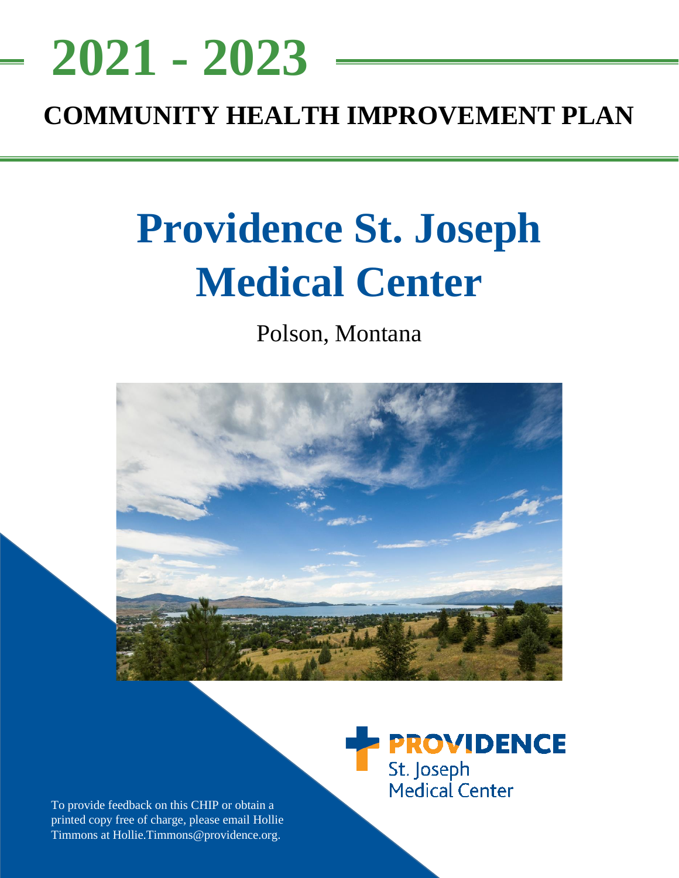# 2021 - 2023

## COMMUNITY HEALTH IMPROVEMENT PLAN

# Providence St. Joseph Medical Center

Polson, Montana

PROVIDENCE
St. Joseph
Medical Center

To provide feedback on this CHIP or obtain a printed copy free of charge, please email Hollie Timmons at Hollie.Timmons@providence.org.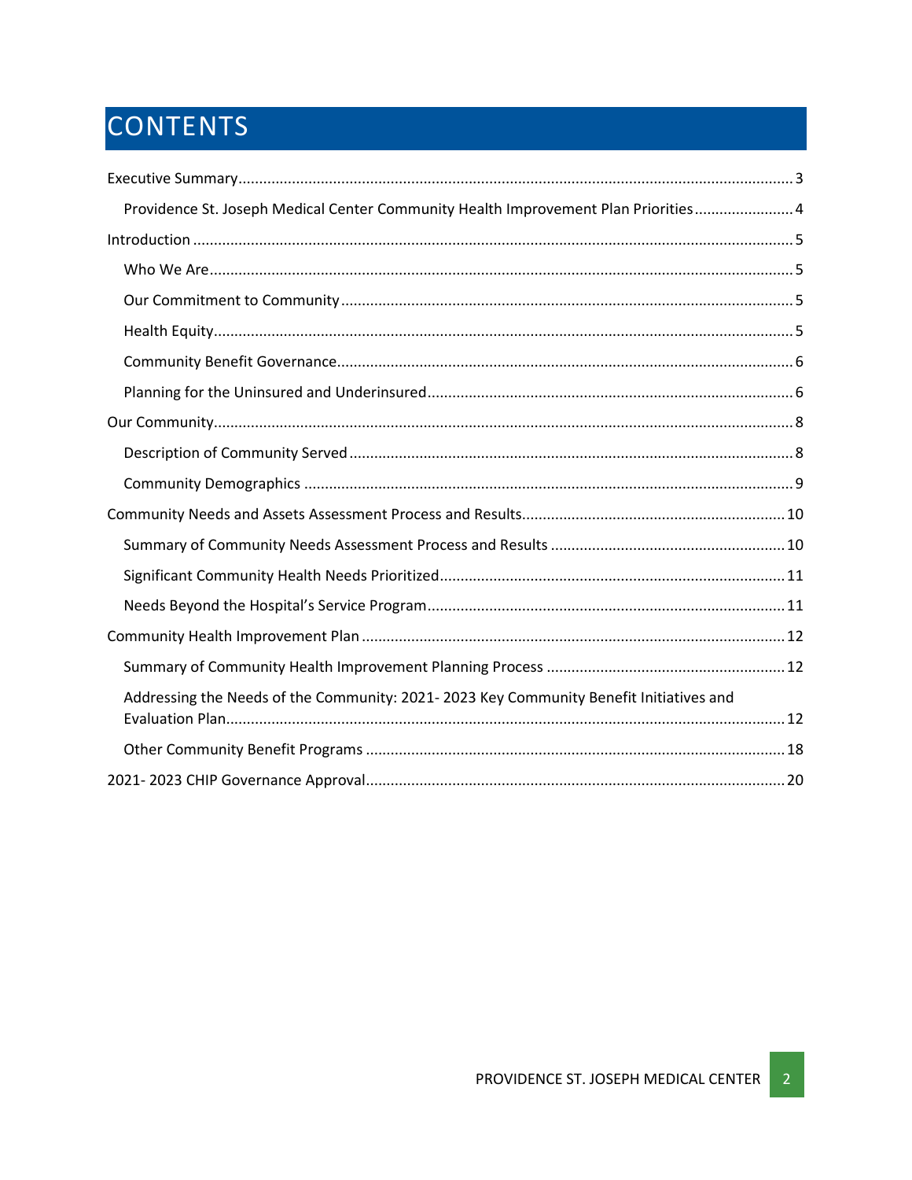# CONTENTS

Executive Summary ..... 3

- Providence St. Joseph Medical Center Community Health Improvement Plan Priorities ..... 4

Introduction ..... 5

- Who We Are ..... 5
- Our Commitment to Community ..... 5
- Health Equity ..... 5
- Community Benefit Governance ..... 6
- Planning for the Uninsured and Underinsured ..... 6

Our Community ..... 8

- Description of Community Served ..... 8
- Community Demographics ..... 9

Community Needs and Assets Assessment Process and Results ..... 10

- Summary of Community Needs Assessment Process and Results ..... 10
- Significant Community Health Needs Prioritized ..... 11
- Needs Beyond the Hospital's Service Program ..... 11

Community Health Improvement Plan ..... 12

- Summary of Community Health Improvement Planning Process ..... 12
- Addressing the Needs of the Community: 2021- 2023 Key Community Benefit Initiatives and Evaluation Plan ..... 12
- Other Community Benefit Programs ..... 18

2021- 2023 CHIP Governance Approval ..... 20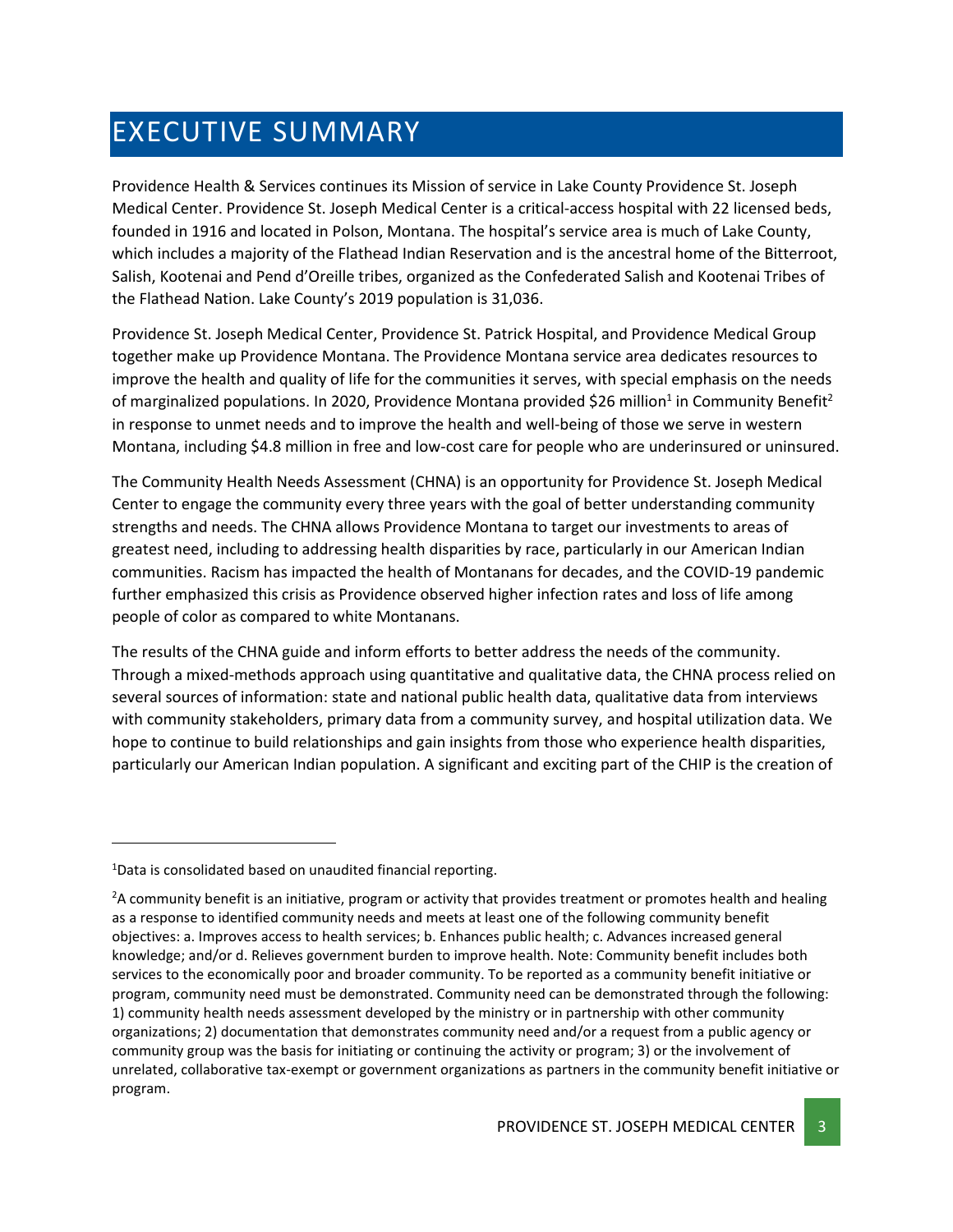# EXECUTIVE SUMMARY

Providence Health & Services continues its Mission of service in Lake County Providence St. Joseph Medical Center. Providence St. Joseph Medical Center is a critical-access hospital with 22 licensed beds, founded in 1916 and located in Polson, Montana. The hospital's service area is much of Lake County, which includes a majority of the Flathead Indian Reservation and is the ancestral home of the Bitterroot, Salish, Kootenai and Pend d'Oreille tribes, organized as the Confederated Salish and Kootenai Tribes of the Flathead Nation. Lake County's 2019 population is 31,036.

Providence St. Joseph Medical Center, Providence St. Patrick Hospital, and Providence Medical Group together make up Providence Montana. The Providence Montana service area dedicates resources to improve the health and quality of life for the communities it serves, with special emphasis on the needs of marginalized populations. In 2020, Providence Montana provided $26 million[1] in Community Benefit[2] in response to unmet needs and to improve the health and well-being of those we serve in western Montana, including $4.8 million in free and low-cost care for people who are underinsured or uninsured.

The Community Health Needs Assessment (CHNA) is an opportunity for Providence St. Joseph Medical Center to engage the community every three years with the goal of better understanding community strengths and needs. The CHNA allows Providence Montana to target our investments to areas of greatest need, including to addressing health disparities by race, particularly in our American Indian communities. Racism has impacted the health of Montanans for decades, and the COVID-19 pandemic further emphasized this crisis as Providence observed higher infection rates and loss of life among people of color as compared to white Montanans.

The results of the CHNA guide and inform efforts to better address the needs of the community. Through a mixed-methods approach using quantitative and qualitative data, the CHNA process relied on several sources of information: state and national public health data, qualitative data from interviews with community stakeholders, primary data from a community survey, and hospital utilization data. We hope to continue to build relationships and gain insights from those who experience health disparities, particularly our American Indian population. A significant and exciting part of the CHIP is the creation of

---

[1]Data is consolidated based on unaudited financial reporting.

[2]A community benefit is an initiative, program or activity that provides treatment or promotes health and healing as a response to identified community needs and meets at least one of the following community benefit objectives: a. Improves access to health services; b. Enhances public health; c. Advances increased general knowledge; and/or d. Relieves government burden to improve health. Note: Community benefit includes both services to the economically poor and broader community. To be reported as a community benefit initiative or program, community need must be demonstrated. Community need can be demonstrated through the following: 1) community health needs assessment developed by the ministry or in partnership with other community organizations; 2) documentation that demonstrates community need and/or a request from a public agency or community group was the basis for initiating or continuing the activity or program; 3) or the involvement of unrelated, collaborative tax-exempt or government organizations as partners in the community benefit initiative or program.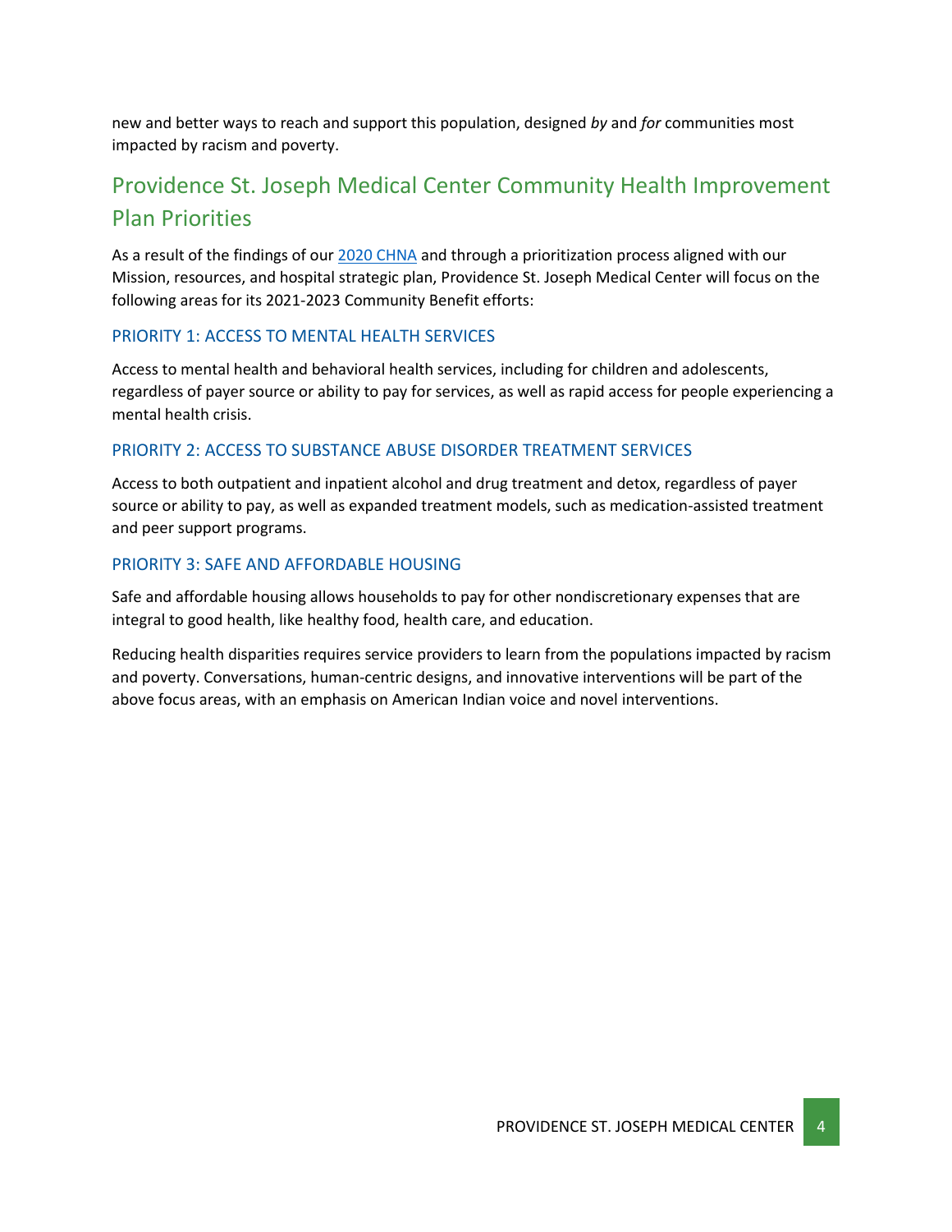new and better ways to reach and support this population, designed *by* and *for* communities most impacted by racism and poverty.

## Providence St. Joseph Medical Center Community Health Improvement Plan Priorities

As a result of the findings of our 2020 CHNA and through a prioritization process aligned with our Mission, resources, and hospital strategic plan, Providence St. Joseph Medical Center will focus on the following areas for its 2021-2023 Community Benefit efforts:

### PRIORITY 1: ACCESS TO MENTAL HEALTH SERVICES

Access to mental health and behavioral health services, including for children and adolescents, regardless of payer source or ability to pay for services, as well as rapid access for people experiencing a mental health crisis.

### PRIORITY 2: ACCESS TO SUBSTANCE ABUSE DISORDER TREATMENT SERVICES

Access to both outpatient and inpatient alcohol and drug treatment and detox, regardless of payer source or ability to pay, as well as expanded treatment models, such as medication-assisted treatment and peer support programs.

### PRIORITY 3: SAFE AND AFFORDABLE HOUSING

Safe and affordable housing allows households to pay for other nondiscretionary expenses that are integral to good health, like healthy food, health care, and education.

Reducing health disparities requires service providers to learn from the populations impacted by racism and poverty. Conversations, human-centric designs, and innovative interventions will be part of the above focus areas, with an emphasis on American Indian voice and novel interventions.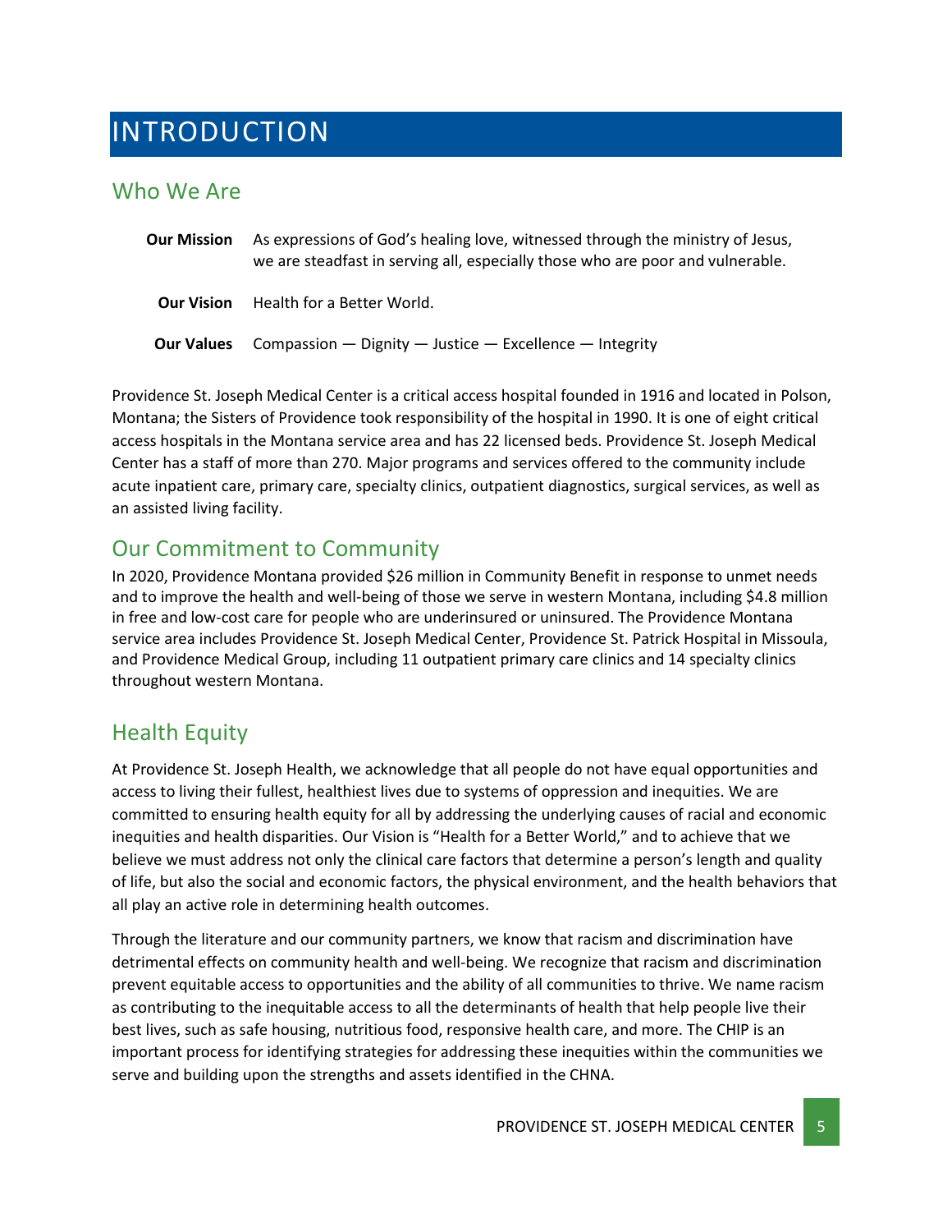# INTRODUCTION

## Who We Are

**Our Mission** As expressions of God's healing love, witnessed through the ministry of Jesus, we are steadfast in serving all, especially those who are poor and vulnerable.

**Our Vision** Health for a Better World.

**Our Values** Compassion — Dignity — Justice — Excellence — Integrity

Providence St. Joseph Medical Center is a critical access hospital founded in 1916 and located in Polson, Montana; the Sisters of Providence took responsibility of the hospital in 1990. It is one of eight critical access hospitals in the Montana service area and has 22 licensed beds. Providence St. Joseph Medical Center has a staff of more than 270. Major programs and services offered to the community include acute inpatient care, primary care, specialty clinics, outpatient diagnostics, surgical services, as well as an assisted living facility.

## Our Commitment to Community

In 2020, Providence Montana provided $26 million in Community Benefit in response to unmet needs and to improve the health and well-being of those we serve in western Montana, including $4.8 million in free and low-cost care for people who are underinsured or uninsured. The Providence Montana service area includes Providence St. Joseph Medical Center, Providence St. Patrick Hospital in Missoula, and Providence Medical Group, including 11 outpatient primary care clinics and 14 specialty clinics throughout western Montana.

## Health Equity

At Providence St. Joseph Health, we acknowledge that all people do not have equal opportunities and access to living their fullest, healthiest lives due to systems of oppression and inequities. We are committed to ensuring health equity for all by addressing the underlying causes of racial and economic inequities and health disparities. Our Vision is "Health for a Better World," and to achieve that we believe we must address not only the clinical care factors that determine a person's length and quality of life, but also the social and economic factors, the physical environment, and the health behaviors that all play an active role in determining health outcomes.

Through the literature and our community partners, we know that racism and discrimination have detrimental effects on community health and well-being. We recognize that racism and discrimination prevent equitable access to opportunities and the ability of all communities to thrive. We name racism as contributing to the inequitable access to all the determinants of health that help people live their best lives, such as safe housing, nutritious food, responsive health care, and more. The CHIP is an important process for identifying strategies for addressing these inequities within the communities we serve and building upon the strengths and assets identified in the CHNA.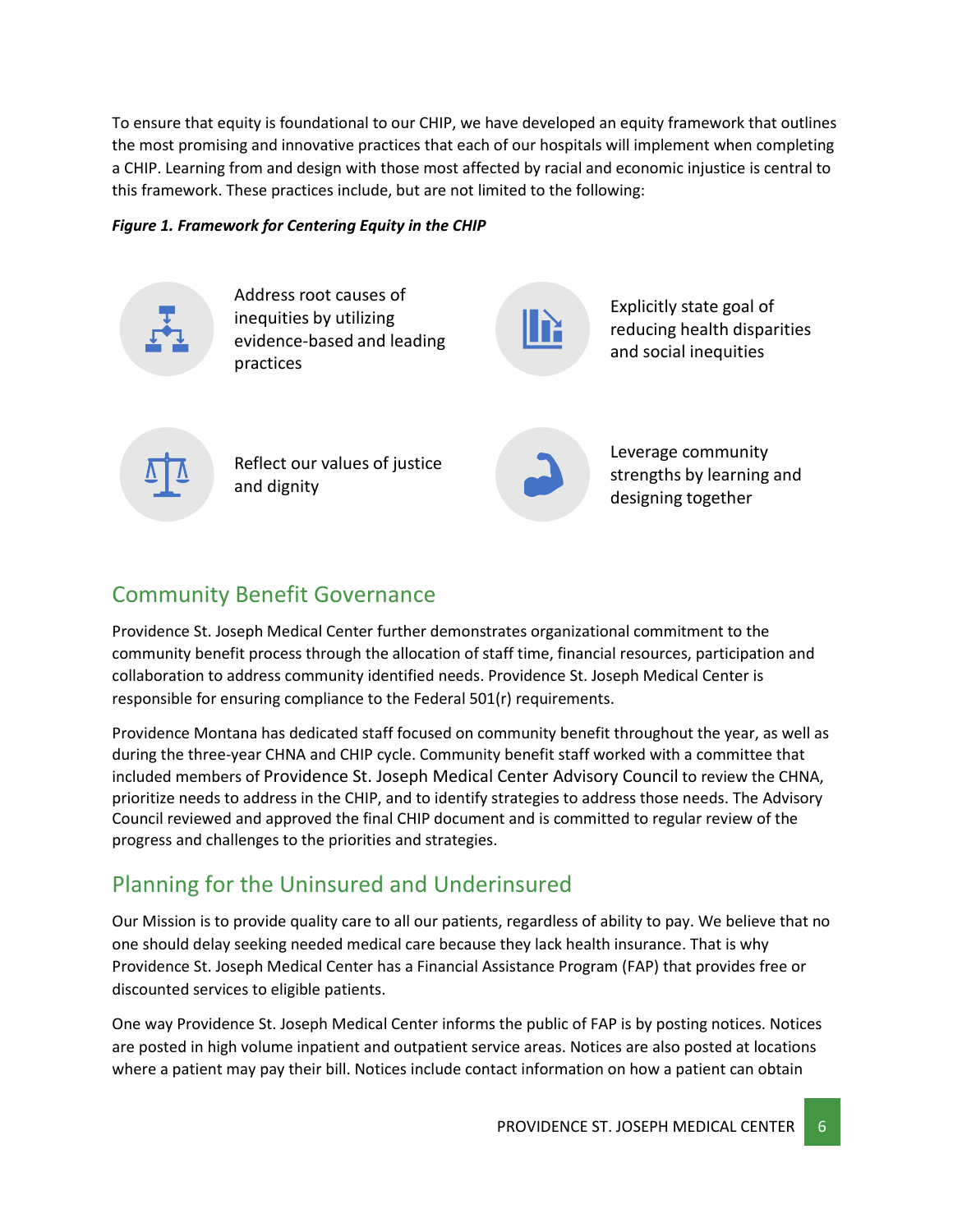To ensure that equity is foundational to our CHIP, we have developed an equity framework that outlines the most promising and innovative practices that each of our hospitals will implement when completing a CHIP. Learning from and design with those most affected by racial and economic injustice is central to this framework. These practices include, but are not limited to the following:

***Figure 1. Framework for Centering Equity in the CHIP***

- Address root causes of inequities by utilizing evidence-based and leading practices
- Explicitly state goal of reducing health disparities and social inequities
- Reflect our values of justice and dignity
- Leverage community strengths by learning and designing together

## Community Benefit Governance

Providence St. Joseph Medical Center further demonstrates organizational commitment to the community benefit process through the allocation of staff time, financial resources, participation and collaboration to address community identified needs. Providence St. Joseph Medical Center is responsible for ensuring compliance to the Federal 501(r) requirements.

Providence Montana has dedicated staff focused on community benefit throughout the year, as well as during the three-year CHNA and CHIP cycle. Community benefit staff worked with a committee that included members of Providence St. Joseph Medical Center Advisory Council to review the CHNA, prioritize needs to address in the CHIP, and to identify strategies to address those needs. The Advisory Council reviewed and approved the final CHIP document and is committed to regular review of the progress and challenges to the priorities and strategies.

## Planning for the Uninsured and Underinsured

Our Mission is to provide quality care to all our patients, regardless of ability to pay. We believe that no one should delay seeking needed medical care because they lack health insurance. That is why Providence St. Joseph Medical Center has a Financial Assistance Program (FAP) that provides free or discounted services to eligible patients.

One way Providence St. Joseph Medical Center informs the public of FAP is by posting notices. Notices are posted in high volume inpatient and outpatient service areas. Notices are also posted at locations where a patient may pay their bill. Notices include contact information on how a patient can obtain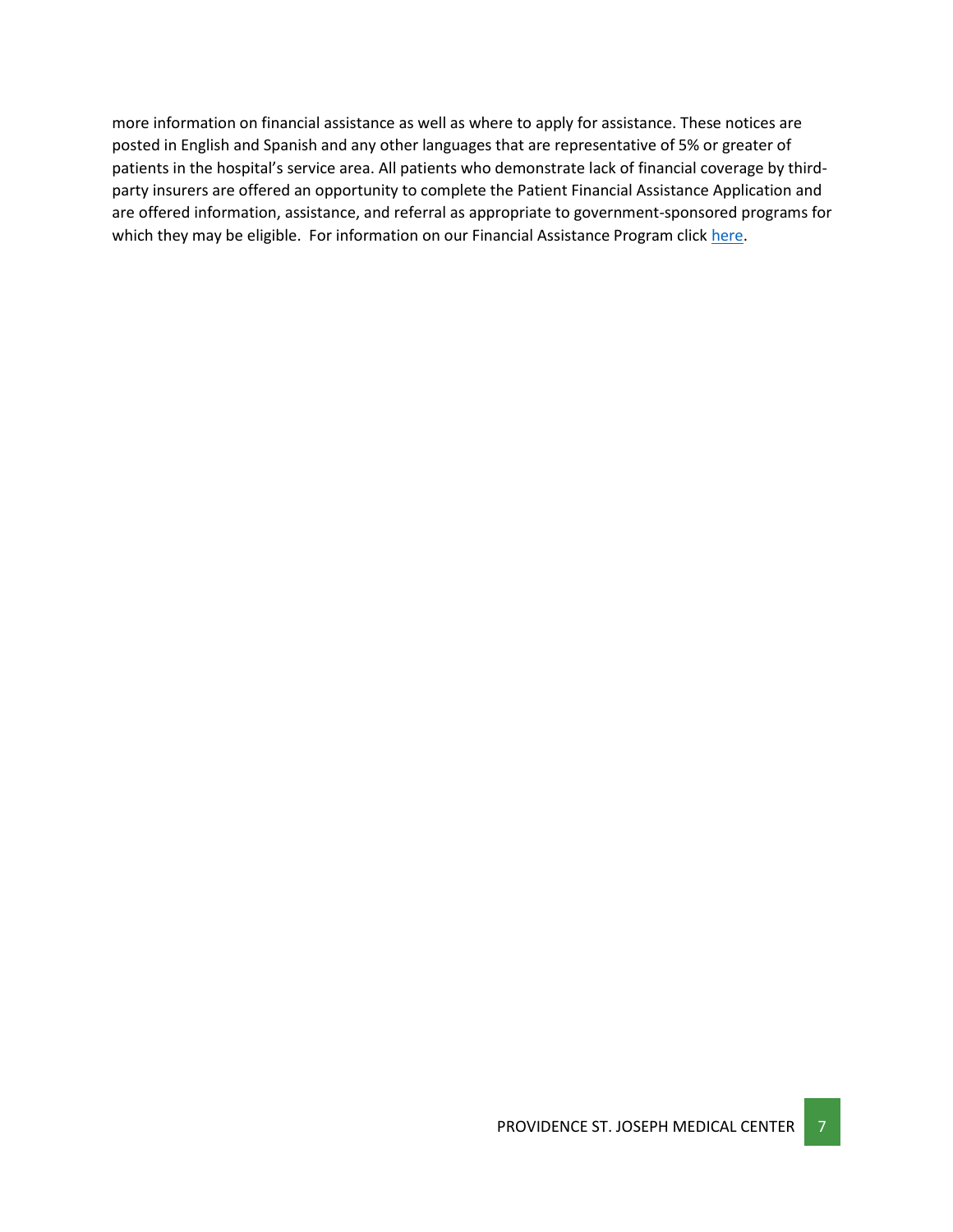more information on financial assistance as well as where to apply for assistance. These notices are posted in English and Spanish and any other languages that are representative of 5% or greater of patients in the hospital's service area. All patients who demonstrate lack of financial coverage by third-party insurers are offered an opportunity to complete the Patient Financial Assistance Application and are offered information, assistance, and referral as appropriate to government-sponsored programs for which they may be eligible. For information on our Financial Assistance Program click here.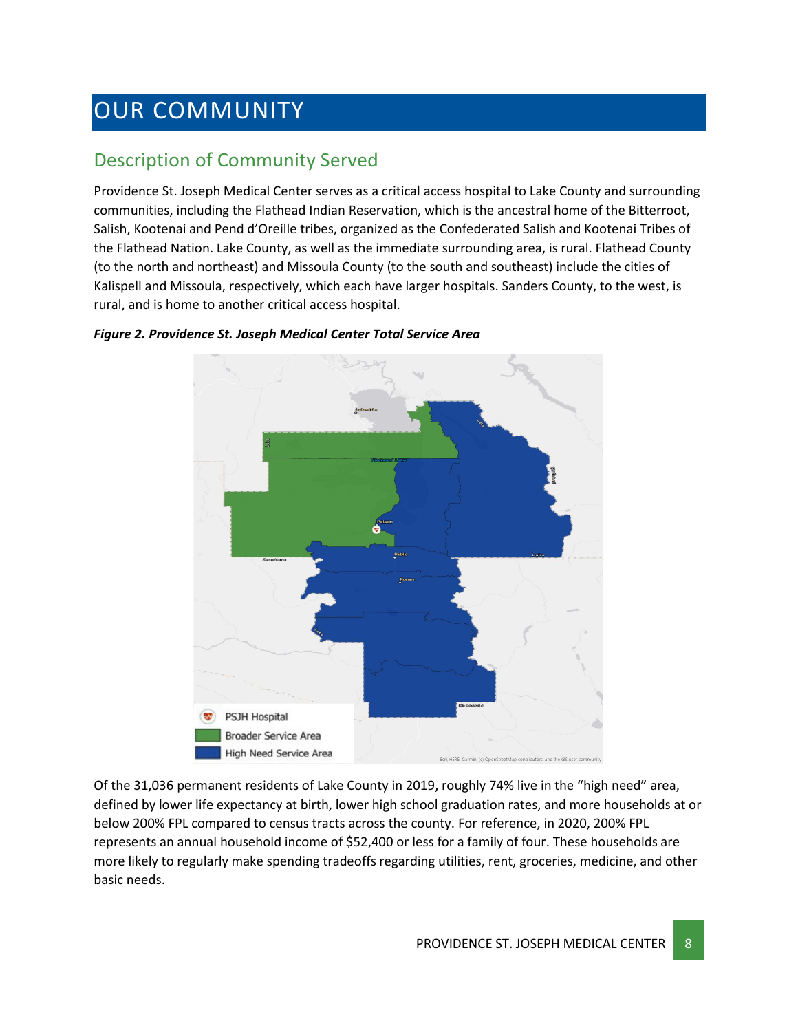# OUR COMMUNITY

## Description of Community Served

Providence St. Joseph Medical Center serves as a critical access hospital to Lake County and surrounding communities, including the Flathead Indian Reservation, which is the ancestral home of the Bitterroot, Salish, Kootenai and Pend d'Oreille tribes, organized as the Confederated Salish and Kootenai Tribes of the Flathead Nation. Lake County, as well as the immediate surrounding area, is rural. Flathead County (to the north and northeast) and Missoula County (to the south and southeast) include the cities of Kalispell and Missoula, respectively, which each have larger hospitals. Sanders County, to the west, is rural, and is home to another critical access hospital.

***Figure 2. Providence St. Joseph Medical Center Total Service Area***

Of the 31,036 permanent residents of Lake County in 2019, roughly 74% live in the "high need" area, defined by lower life expectancy at birth, lower high school graduation rates, and more households at or below 200% FPL compared to census tracts across the county. For reference, in 2020, 200% FPL represents an annual household income of $52,400 or less for a family of four. These households are more likely to regularly make spending tradeoffs regarding utilities, rent, groceries, medicine, and other basic needs.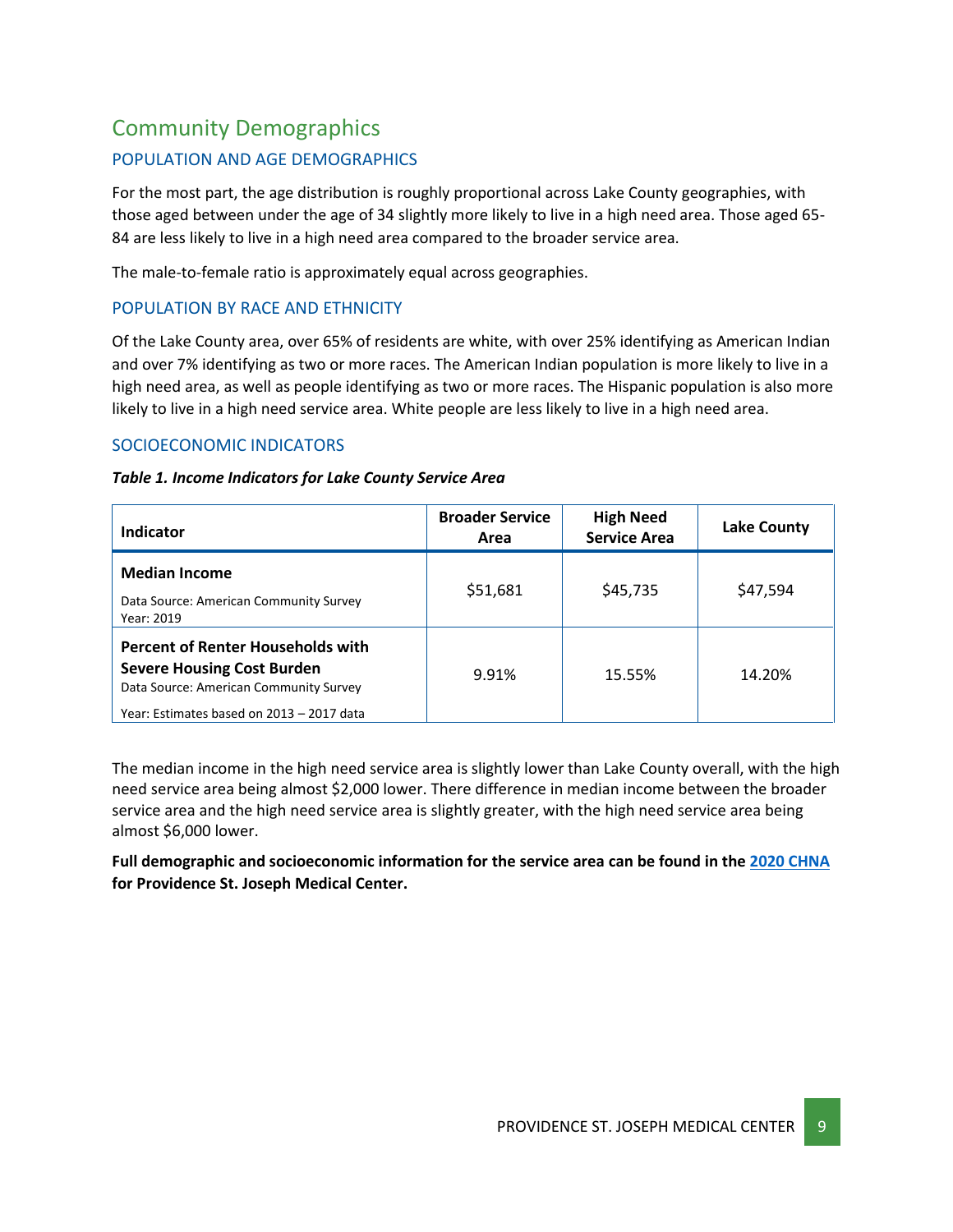## Community Demographics

### POPULATION AND AGE DEMOGRAPHICS

For the most part, the age distribution is roughly proportional across Lake County geographies, with those aged between under the age of 34 slightly more likely to live in a high need area. Those aged 65-84 are less likely to live in a high need area compared to the broader service area.

The male-to-female ratio is approximately equal across geographies.

### POPULATION BY RACE AND ETHNICITY

Of the Lake County area, over 65% of residents are white, with over 25% identifying as American Indian and over 7% identifying as two or more races. The American Indian population is more likely to live in a high need area, as well as people identifying as two or more races. The Hispanic population is also more likely to live in a high need service area. White people are less likely to live in a high need area.

### SOCIOECONOMIC INDICATORS

***Table 1. Income Indicators for Lake County Service Area***

| Indicator | Broader Service Area | High Need Service Area | Lake County |
|---|---|---|---|
| **Median Income** Data Source: American Community Survey Year: 2019 | $51,681 | $45,735 | $47,594 |
| **Percent of Renter Households with Severe Housing Cost Burden** Data Source: American Community Survey Year: Estimates based on 2013 – 2017 data | 9.91% | 15.55% | 14.20% |

The median income in the high need service area is slightly lower than Lake County overall, with the high need service area being almost $2,000 lower. There difference in median income between the broader service area and the high need service area is slightly greater, with the high need service area being almost $6,000 lower.

**Full demographic and socioeconomic information for the service area can be found in the 2020 CHNA for Providence St. Joseph Medical Center.**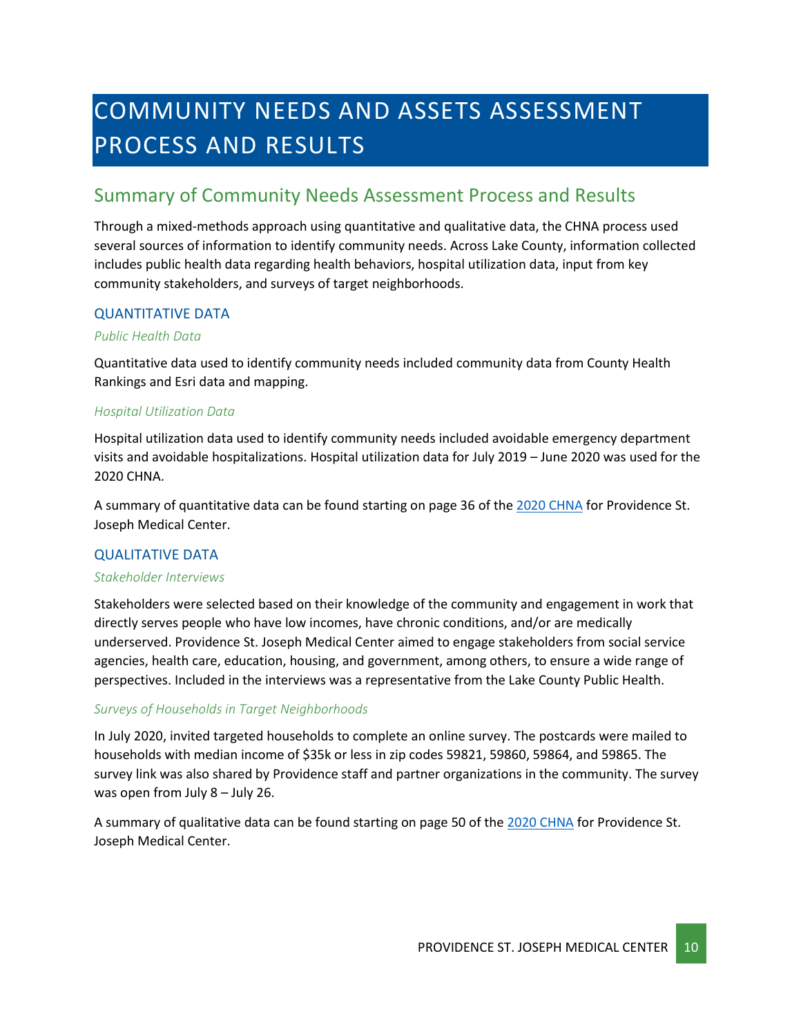# COMMUNITY NEEDS AND ASSETS ASSESSMENT PROCESS AND RESULTS

## Summary of Community Needs Assessment Process and Results

Through a mixed-methods approach using quantitative and qualitative data, the CHNA process used several sources of information to identify community needs. Across Lake County, information collected includes public health data regarding health behaviors, hospital utilization data, input from key community stakeholders, and surveys of target neighborhoods.

### QUANTITATIVE DATA

#### *Public Health Data*

Quantitative data used to identify community needs included community data from County Health Rankings and Esri data and mapping.

#### *Hospital Utilization Data*

Hospital utilization data used to identify community needs included avoidable emergency department visits and avoidable hospitalizations. Hospital utilization data for July 2019 – June 2020 was used for the 2020 CHNA.

A summary of quantitative data can be found starting on page 36 of the 2020 CHNA for Providence St. Joseph Medical Center.

### QUALITATIVE DATA

#### *Stakeholder Interviews*

Stakeholders were selected based on their knowledge of the community and engagement in work that directly serves people who have low incomes, have chronic conditions, and/or are medically underserved. Providence St. Joseph Medical Center aimed to engage stakeholders from social service agencies, health care, education, housing, and government, among others, to ensure a wide range of perspectives. Included in the interviews was a representative from the Lake County Public Health.

#### *Surveys of Households in Target Neighborhoods*

In July 2020, invited targeted households to complete an online survey. The postcards were mailed to households with median income of $35k or less in zip codes 59821, 59860, 59864, and 59865. The survey link was also shared by Providence staff and partner organizations in the community. The survey was open from July 8 – July 26.

A summary of qualitative data can be found starting on page 50 of the 2020 CHNA for Providence St. Joseph Medical Center.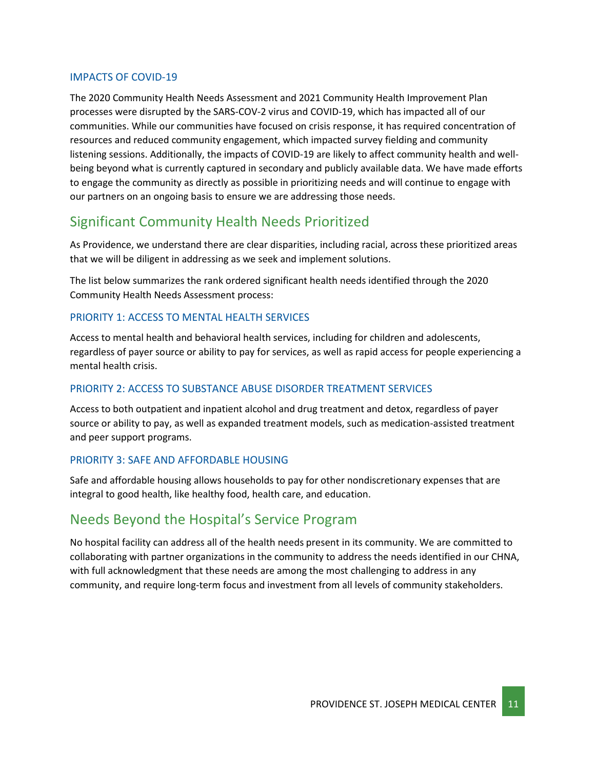### IMPACTS OF COVID-19

The 2020 Community Health Needs Assessment and 2021 Community Health Improvement Plan processes were disrupted by the SARS-COV-2 virus and COVID-19, which has impacted all of our communities. While our communities have focused on crisis response, it has required concentration of resources and reduced community engagement, which impacted survey fielding and community listening sessions. Additionally, the impacts of COVID-19 are likely to affect community health and well-being beyond what is currently captured in secondary and publicly available data. We have made efforts to engage the community as directly as possible in prioritizing needs and will continue to engage with our partners on an ongoing basis to ensure we are addressing those needs.

## Significant Community Health Needs Prioritized

As Providence, we understand there are clear disparities, including racial, across these prioritized areas that we will be diligent in addressing as we seek and implement solutions.

The list below summarizes the rank ordered significant health needs identified through the 2020 Community Health Needs Assessment process:

### PRIORITY 1: ACCESS TO MENTAL HEALTH SERVICES

Access to mental health and behavioral health services, including for children and adolescents, regardless of payer source or ability to pay for services, as well as rapid access for people experiencing a mental health crisis.

### PRIORITY 2: ACCESS TO SUBSTANCE ABUSE DISORDER TREATMENT SERVICES

Access to both outpatient and inpatient alcohol and drug treatment and detox, regardless of payer source or ability to pay, as well as expanded treatment models, such as medication-assisted treatment and peer support programs.

### PRIORITY 3: SAFE AND AFFORDABLE HOUSING

Safe and affordable housing allows households to pay for other nondiscretionary expenses that are integral to good health, like healthy food, health care, and education.

## Needs Beyond the Hospital's Service Program

No hospital facility can address all of the health needs present in its community. We are committed to collaborating with partner organizations in the community to address the needs identified in our CHNA, with full acknowledgment that these needs are among the most challenging to address in any community, and require long-term focus and investment from all levels of community stakeholders.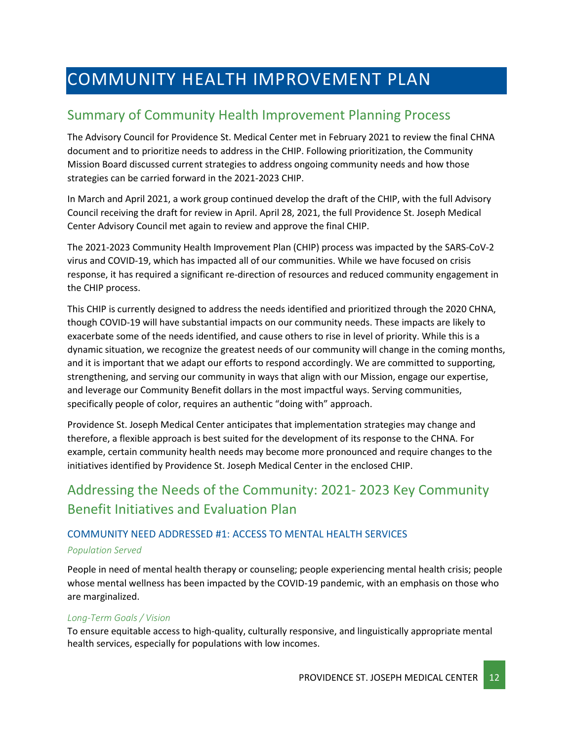# COMMUNITY HEALTH IMPROVEMENT PLAN

## Summary of Community Health Improvement Planning Process

The Advisory Council for Providence St. Medical Center met in February 2021 to review the final CHNA document and to prioritize needs to address in the CHIP. Following prioritization, the Community Mission Board discussed current strategies to address ongoing community needs and how those strategies can be carried forward in the 2021-2023 CHIP.

In March and April 2021, a work group continued develop the draft of the CHIP, with the full Advisory Council receiving the draft for review in April. April 28, 2021, the full Providence St. Joseph Medical Center Advisory Council met again to review and approve the final CHIP.

The 2021-2023 Community Health Improvement Plan (CHIP) process was impacted by the SARS-CoV-2 virus and COVID-19, which has impacted all of our communities. While we have focused on crisis response, it has required a significant re-direction of resources and reduced community engagement in the CHIP process.

This CHIP is currently designed to address the needs identified and prioritized through the 2020 CHNA, though COVID-19 will have substantial impacts on our community needs. These impacts are likely to exacerbate some of the needs identified, and cause others to rise in level of priority. While this is a dynamic situation, we recognize the greatest needs of our community will change in the coming months, and it is important that we adapt our efforts to respond accordingly. We are committed to supporting, strengthening, and serving our community in ways that align with our Mission, engage our expertise, and leverage our Community Benefit dollars in the most impactful ways. Serving communities, specifically people of color, requires an authentic "doing with" approach.

Providence St. Joseph Medical Center anticipates that implementation strategies may change and therefore, a flexible approach is best suited for the development of its response to the CHNA. For example, certain community health needs may become more pronounced and require changes to the initiatives identified by Providence St. Joseph Medical Center in the enclosed CHIP.

## Addressing the Needs of the Community: 2021- 2023 Key Community Benefit Initiatives and Evaluation Plan

### COMMUNITY NEED ADDRESSED #1: ACCESS TO MENTAL HEALTH SERVICES

*Population Served*

People in need of mental health therapy or counseling; people experiencing mental health crisis; people whose mental wellness has been impacted by the COVID-19 pandemic, with an emphasis on those who are marginalized.

*Long-Term Goals / Vision*

To ensure equitable access to high-quality, culturally responsive, and linguistically appropriate mental health services, especially for populations with low incomes.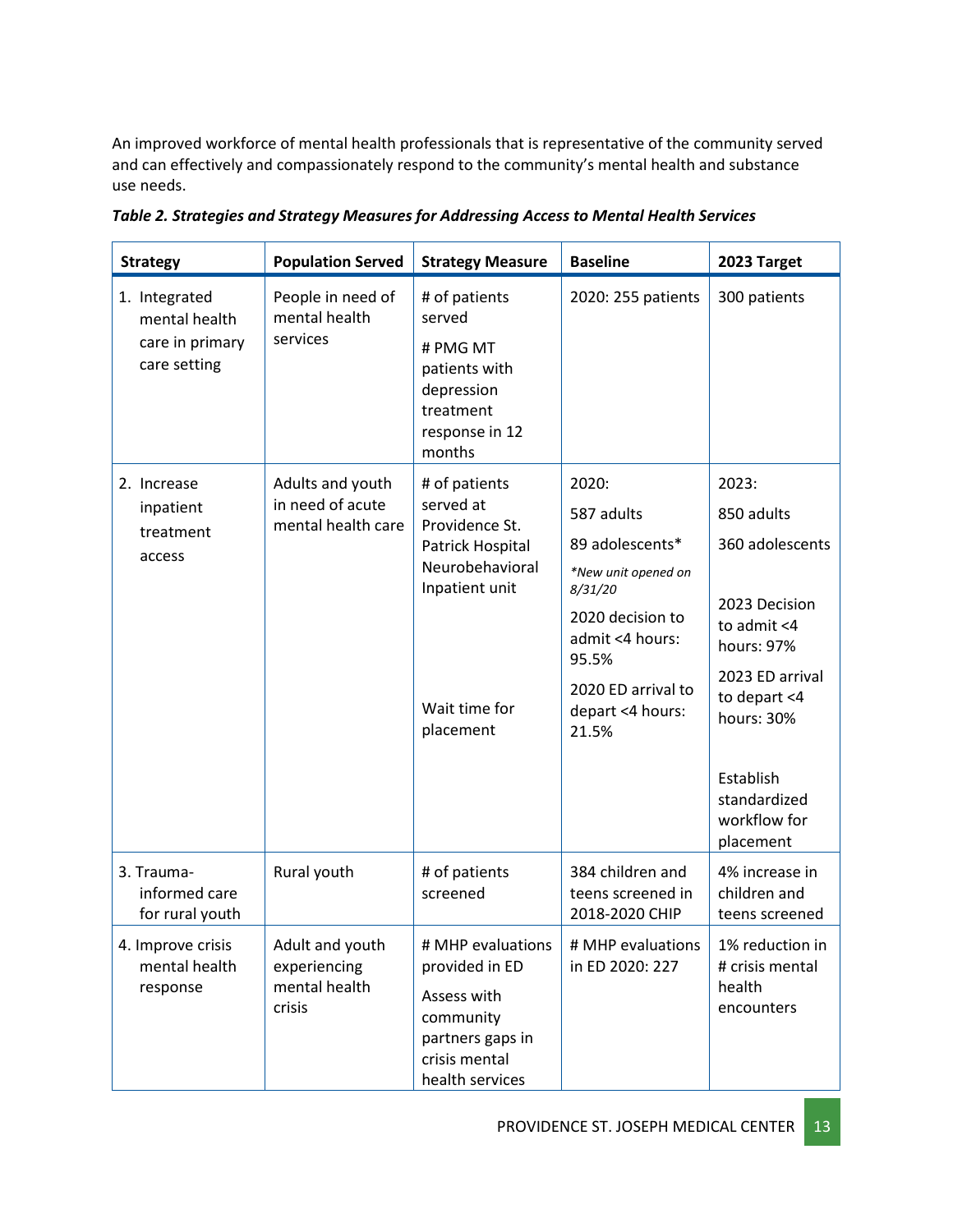An improved workforce of mental health professionals that is representative of the community served and can effectively and compassionately respond to the community's mental health and substance use needs.

***Table 2. Strategies and Strategy Measures for Addressing Access to Mental Health Services***

| Strategy | Population Served | Strategy Measure | Baseline | 2023 Target |
|---|---|---|---|---|
| 1. Integrated mental health care in primary care setting | People in need of mental health services | # of patients served<br># PMG MT patients with depression treatment response in 12 months | 2020: 255 patients | 300 patients |
| 2. Increase inpatient treatment access | Adults and youth in need of acute mental health care | # of patients served at Providence St. Patrick Hospital Neurobehavioral Inpatient unit<br><br>Wait time for placement | 2020:<br>587 adults<br>89 adolescents*<br>*\*New unit opened on 8/31/20*<br>2020 decision to admit <4 hours: 95.5%<br>2020 ED arrival to depart <4 hours: 21.5% | 2023:<br>850 adults<br>360 adolescents<br><br>2023 Decision to admit <4 hours: 97%<br>2023 ED arrival to depart <4 hours: 30%<br><br>Establish standardized workflow for placement |
| 3. Trauma-informed care for rural youth | Rural youth | # of patients screened | 384 children and teens screened in 2018-2020 CHIP | 4% increase in children and teens screened |
| 4. Improve crisis mental health response | Adult and youth experiencing mental health crisis | # MHP evaluations provided in ED<br>Assess with community partners gaps in crisis mental health services | # MHP evaluations in ED 2020: 227 | 1% reduction in # crisis mental health encounters |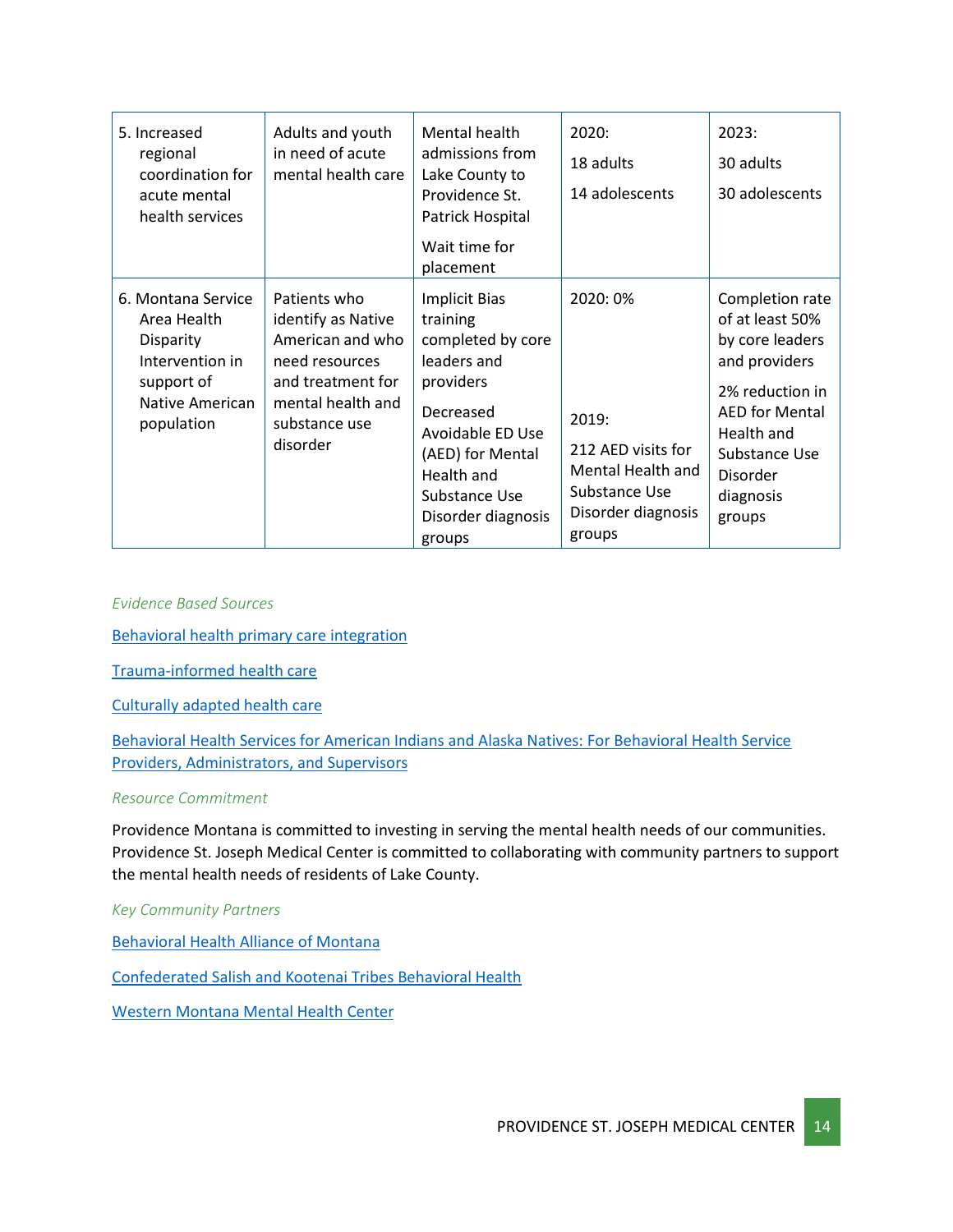| | | | | |
|---|---|---|---|---|
| 5. Increased regional coordination for acute mental health services | Adults and youth in need of acute mental health care | Mental health admissions from Lake County to Providence St. Patrick Hospital<br><br>Wait time for placement | 2020:<br><br>18 adults<br><br>14 adolescents | 2023:<br><br>30 adults<br><br>30 adolescents |
| 6. Montana Service Area Health Disparity Intervention in support of Native American population | Patients who identify as Native American and who need resources and treatment for mental health and substance use disorder | Implicit Bias training completed by core leaders and providers<br><br>Decreased Avoidable ED Use (AED) for Mental Health and Substance Use Disorder diagnosis groups | 2020: 0%<br><br>2019:<br><br>212 AED visits for Mental Health and Substance Use Disorder diagnosis groups | Completion rate of at least 50% by core leaders and providers<br><br>2% reduction in AED for Mental Health and Substance Use Disorder diagnosis groups |

*Evidence Based Sources*

Behavioral health primary care integration

Trauma-informed health care

Culturally adapted health care

Behavioral Health Services for American Indians and Alaska Natives: For Behavioral Health Service Providers, Administrators, and Supervisors

*Resource Commitment*

Providence Montana is committed to investing in serving the mental health needs of our communities. Providence St. Joseph Medical Center is committed to collaborating with community partners to support the mental health needs of residents of Lake County.

*Key Community Partners*

Behavioral Health Alliance of Montana

Confederated Salish and Kootenai Tribes Behavioral Health

Western Montana Mental Health Center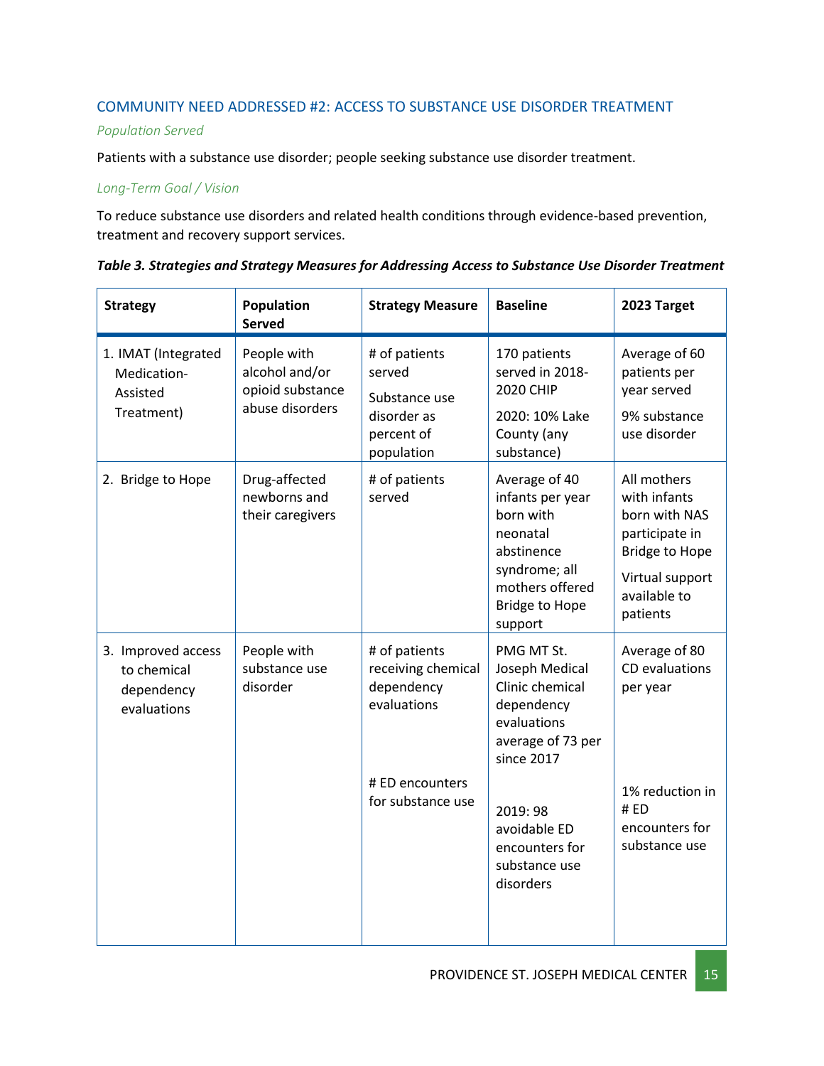### COMMUNITY NEED ADDRESSED #2: ACCESS TO SUBSTANCE USE DISORDER TREATMENT

*Population Served*

Patients with a substance use disorder; people seeking substance use disorder treatment.

*Long-Term Goal / Vision*

To reduce substance use disorders and related health conditions through evidence-based prevention, treatment and recovery support services.

***Table 3. Strategies and Strategy Measures for Addressing Access to Substance Use Disorder Treatment***

| Strategy | Population Served | Strategy Measure | Baseline | 2023 Target |
|---|---|---|---|---|
| 1. IMAT (Integrated Medication-Assisted Treatment) | People with alcohol and/or opioid substance abuse disorders | # of patients served<br><br>Substance use disorder as percent of population | 170 patients served in 2018-2020 CHIP<br><br>2020: 10% Lake County (any substance) | Average of 60 patients per year served<br><br>9% substance use disorder |
| 2. Bridge to Hope | Drug-affected newborns and their caregivers | # of patients served | Average of 40 infants per year born with neonatal abstinence syndrome; all mothers offered Bridge to Hope support | All mothers with infants born with NAS participate in Bridge to Hope<br><br>Virtual support available to patients |
| 3. Improved access to chemical dependency evaluations | People with substance use disorder | # of patients receiving chemical dependency evaluations<br><br># ED encounters for substance use | PMG MT St. Joseph Medical Clinic chemical dependency evaluations average of 73 per since 2017<br><br>2019: 98 avoidable ED encounters for substance use disorders | Average of 80 CD evaluations per year<br><br>1% reduction in # ED encounters for substance use |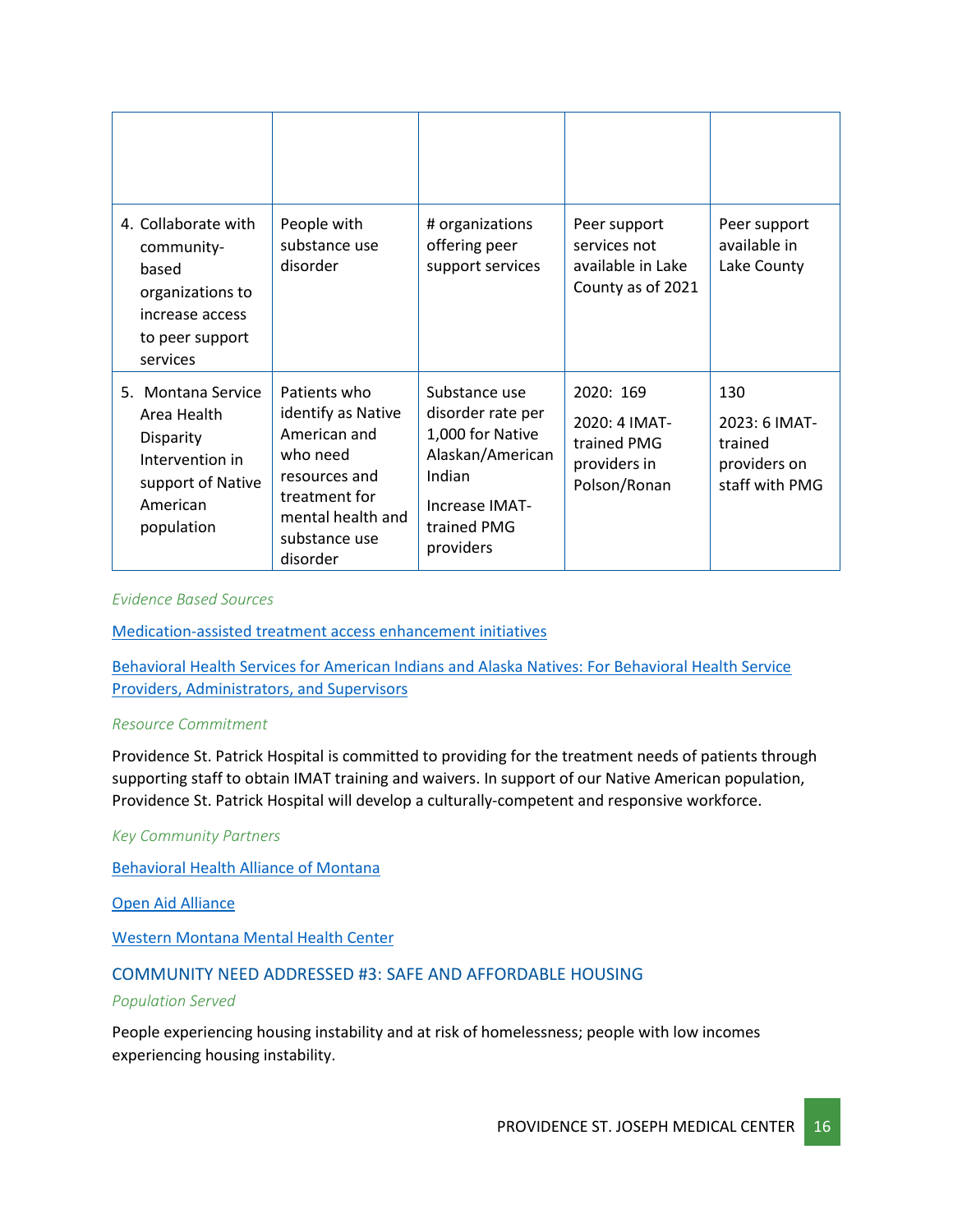| | | | | |
|---|---|---|---|---|
| 4. Collaborate with community-based organizations to increase access to peer support services | People with substance use disorder | # organizations offering peer support services | Peer support services not available in Lake County as of 2021 | Peer support available in Lake County |
| 5. Montana Service Area Health Disparity Intervention in support of Native American population | Patients who identify as Native American and who need resources and treatment for mental health and substance use disorder | Substance use disorder rate per 1,000 for Native Alaskan/American Indian<br><br>Increase IMAT-trained PMG providers | 2020: 169<br><br>2020: 4 IMAT-trained PMG providers in Polson/Ronan | 130<br><br>2023: 6 IMAT-trained providers on staff with PMG |

*Evidence Based Sources*

Medication-assisted treatment access enhancement initiatives

Behavioral Health Services for American Indians and Alaska Natives: For Behavioral Health Service Providers, Administrators, and Supervisors

*Resource Commitment*

Providence St. Patrick Hospital is committed to providing for the treatment needs of patients through supporting staff to obtain IMAT training and waivers. In support of our Native American population, Providence St. Patrick Hospital will develop a culturally-competent and responsive workforce.

*Key Community Partners*

Behavioral Health Alliance of Montana

Open Aid Alliance

Western Montana Mental Health Center

## COMMUNITY NEED ADDRESSED #3: SAFE AND AFFORDABLE HOUSING

*Population Served*

People experiencing housing instability and at risk of homelessness; people with low incomes experiencing housing instability.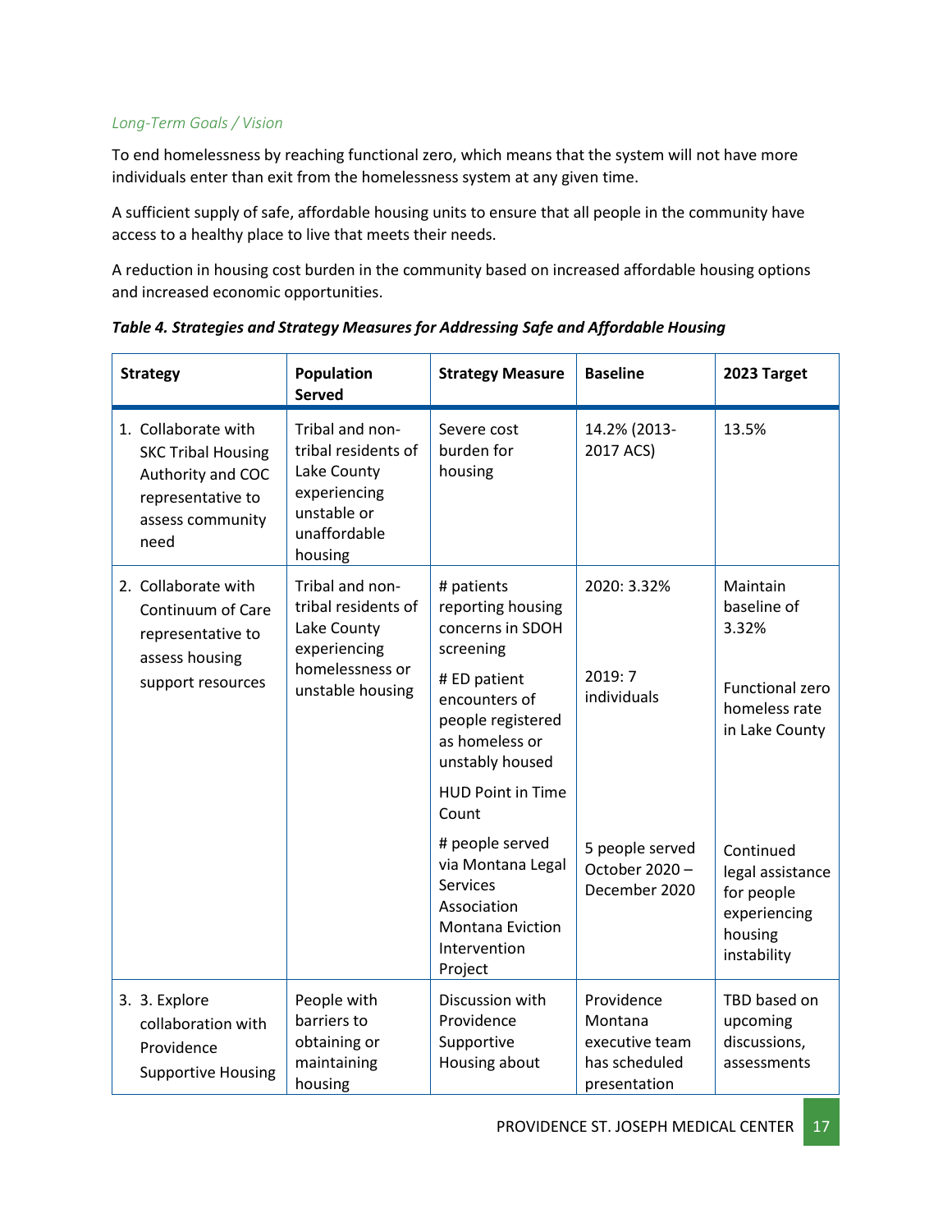*Long-Term Goals / Vision*

To end homelessness by reaching functional zero, which means that the system will not have more individuals enter than exit from the homelessness system at any given time.

A sufficient supply of safe, affordable housing units to ensure that all people in the community have access to a healthy place to live that meets their needs.

A reduction in housing cost burden in the community based on increased affordable housing options and increased economic opportunities.

***Table 4. Strategies and Strategy Measures for Addressing Safe and Affordable Housing***

| Strategy | Population Served | Strategy Measure | Baseline | 2023 Target |
|---|---|---|---|---|
| 1. Collaborate with SKC Tribal Housing Authority and COC representative to assess community need | Tribal and non-tribal residents of Lake County experiencing unstable or unaffordable housing | Severe cost burden for housing | 14.2% (2013-2017 ACS) | 13.5% |
| 2. Collaborate with Continuum of Care representative to assess housing support resources | Tribal and non-tribal residents of Lake County experiencing homelessness or unstable housing | # patients reporting housing concerns in SDOH screening | 2020: 3.32% | Maintain baseline of 3.32% |
| | | # ED patient encounters of people registered as homeless or unstably housed | 2019: 7 individuals | Functional zero homeless rate in Lake County |
| | | HUD Point in Time Count | | |
| | | # people served via Montana Legal Services Association Montana Eviction Intervention Project | 5 people served October 2020 – December 2020 | Continued legal assistance for people experiencing housing instability |
| 3. 3. Explore collaboration with Providence Supportive Housing | People with barriers to obtaining or maintaining housing | Discussion with Providence Supportive Housing about | Providence Montana executive team has scheduled presentation | TBD based on upcoming discussions, assessments |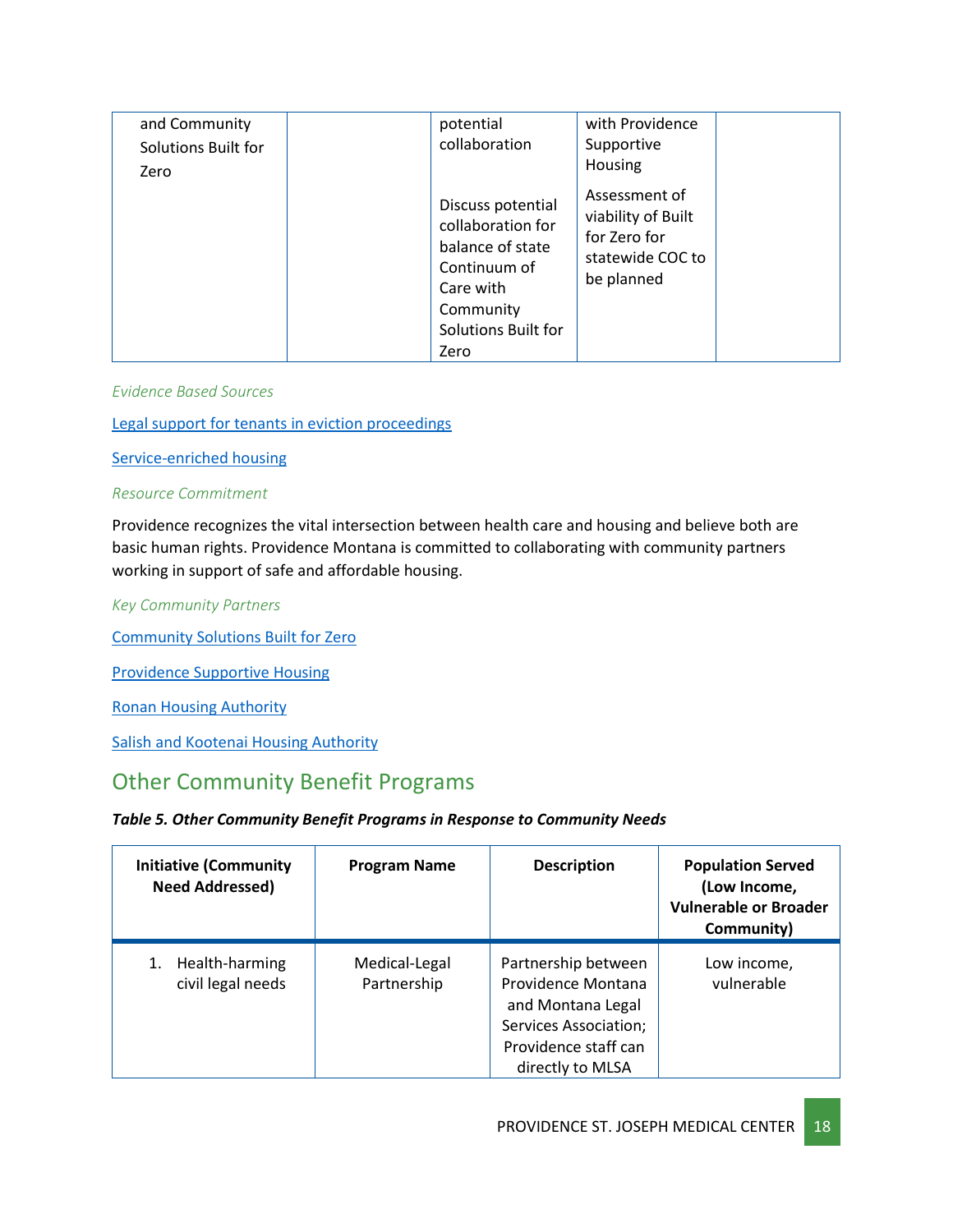| and Community Solutions Built for Zero | | potential collaboration<br><br>Discuss potential collaboration for balance of state Continuum of Care with Community Solutions Built for Zero | with Providence Supportive Housing<br><br>Assessment of viability of Built for Zero for statewide COC to be planned | |
|---|---|---|---|---|

*Evidence Based Sources*

Legal support for tenants in eviction proceedings

Service-enriched housing

*Resource Commitment*

Providence recognizes the vital intersection between health care and housing and believe both are basic human rights. Providence Montana is committed to collaborating with community partners working in support of safe and affordable housing.

*Key Community Partners*

Community Solutions Built for Zero

Providence Supportive Housing

Ronan Housing Authority

Salish and Kootenai Housing Authority

## Other Community Benefit Programs

***Table 5. Other Community Benefit Programs in Response to Community Needs***

| Initiative (Community Need Addressed) | Program Name | Description | Population Served (Low Income, Vulnerable or Broader Community) |
|---|---|---|---|
| 1. Health-harming civil legal needs | Medical-Legal Partnership | Partnership between Providence Montana and Montana Legal Services Association; Providence staff can directly to MLSA | Low income, vulnerable |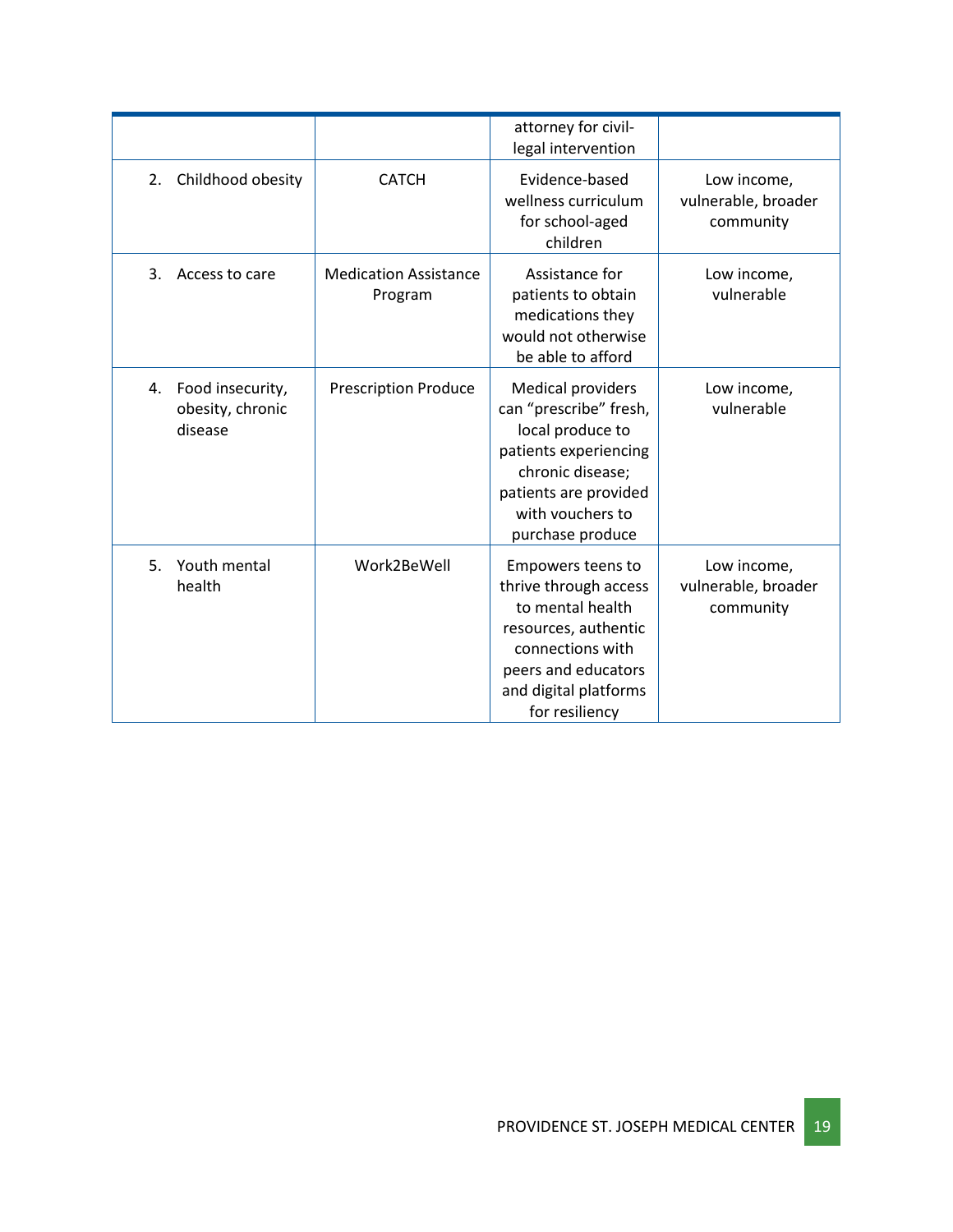| | | | |
|---|---|---|---|
| | | attorney for civil-legal intervention | |
| 2. Childhood obesity | CATCH | Evidence-based wellness curriculum for school-aged children | Low income, vulnerable, broader community |
| 3. Access to care | Medication Assistance Program | Assistance for patients to obtain medications they would not otherwise be able to afford | Low income, vulnerable |
| 4. Food insecurity, obesity, chronic disease | Prescription Produce | Medical providers can "prescribe" fresh, local produce to patients experiencing chronic disease; patients are provided with vouchers to purchase produce | Low income, vulnerable |
| 5. Youth mental health | Work2BeWell | Empowers teens to thrive through access to mental health resources, authentic connections with peers and educators and digital platforms for resiliency | Low income, vulnerable, broader community |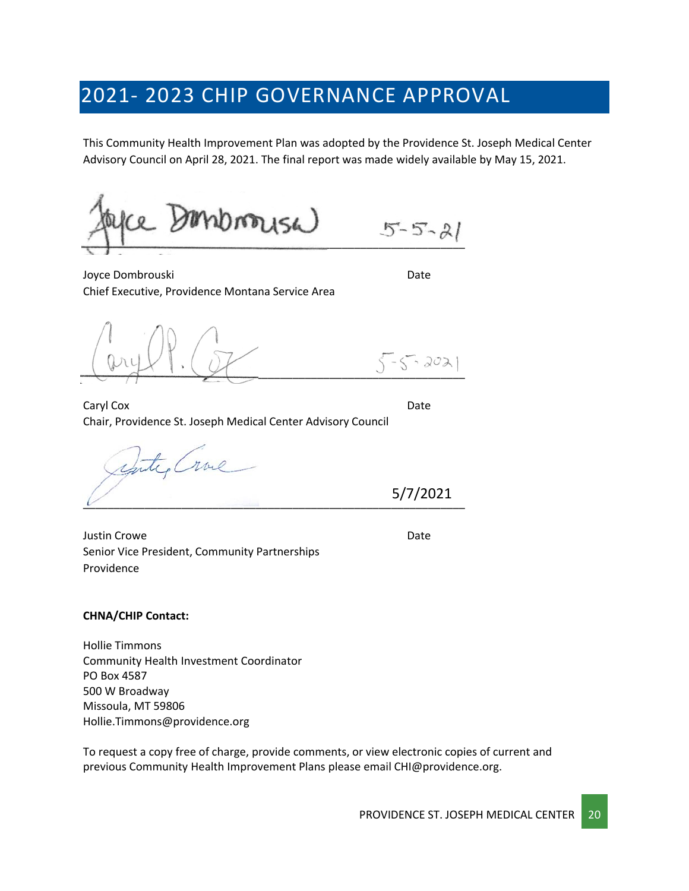# 2021- 2023 CHIP GOVERNANCE APPROVAL

This Community Health Improvement Plan was adopted by the Providence St. Joseph Medical Center Advisory Council on April 28, 2021. The final report was made widely available by May 15, 2021.

5-5-21

Joyce Dombrouski Date
Chief Executive, Providence Montana Service Area

5-5-2021

Caryl Cox Date
Chair, Providence St. Joseph Medical Center Advisory Council

5/7/2021

Justin Crowe Date
Senior Vice President, Community Partnerships
Providence

**CHNA/CHIP Contact:**

Hollie Timmons
Community Health Investment Coordinator
PO Box 4587
500 W Broadway
Missoula, MT 59806
Hollie.Timmons@providence.org

To request a copy free of charge, provide comments, or view electronic copies of current and previous Community Health Improvement Plans please email CHI@providence.org.